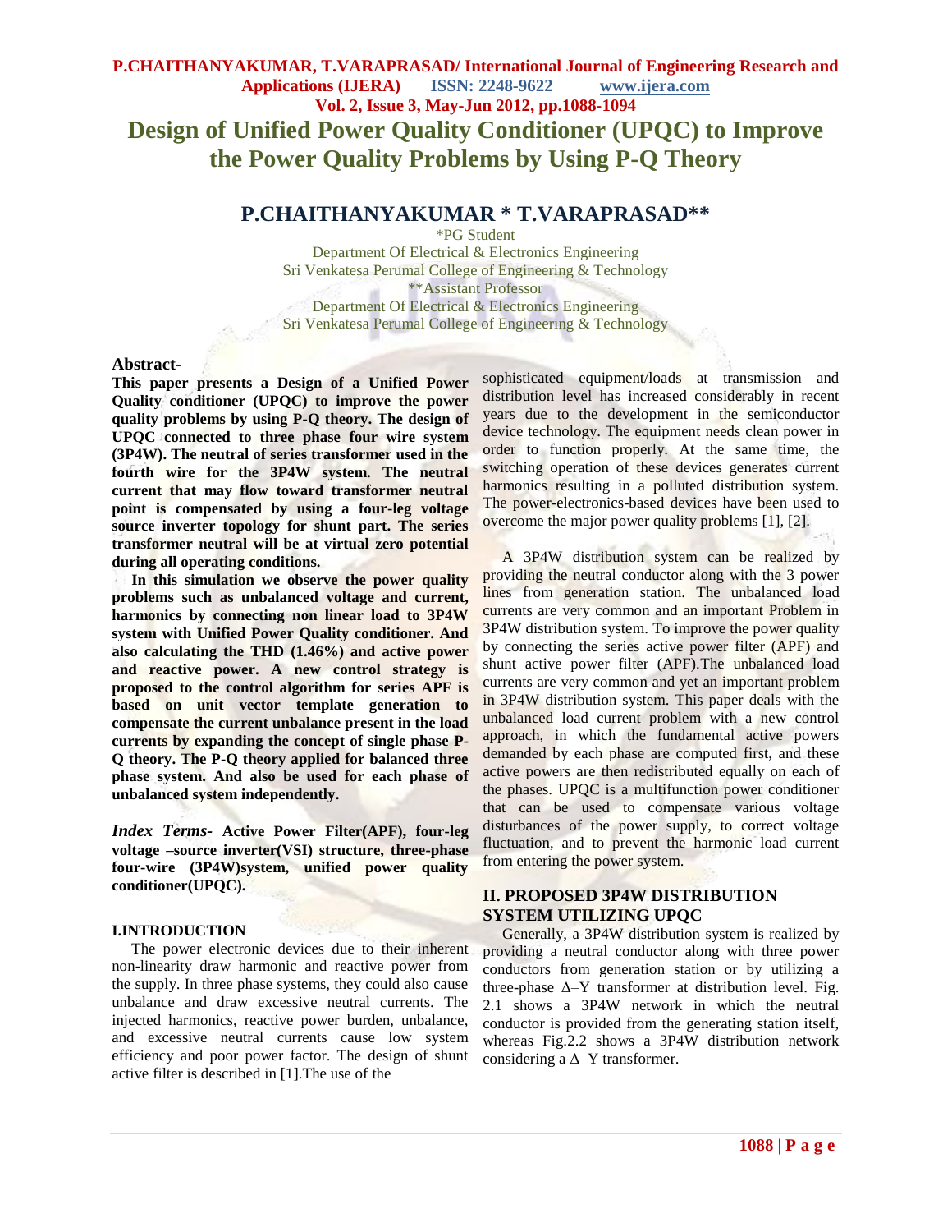# Design of Unified Power Quality Conditioner (UPQC) to Improve the Power Quality Problems by Using P-Q Theory

## P.CHAITHANYAKUMAR * T.VARAPRASAD**

*PG Student
Department Of Electrical & Electronics Engineering
Sri Venkatesa Perumal College of Engineering & Technology
**Assistant Professor
Department Of Electrical & Electronics Engineering
Sri Venkatesa Perumal College of Engineering & Technology

**Abstract-**
**This paper presents a Design of a Unified Power Quality conditioner (UPQC) to improve the power quality problems by using P-Q theory. The design of UPQC connected to three phase four wire system (3P4W). The neutral of series transformer used in the fourth wire for the 3P4W system. The neutral current that may flow toward transformer neutral point is compensated by using a four-leg voltage source inverter topology for shunt part. The series transformer neutral will be at virtual zero potential during all operating conditions.**

**In this simulation we observe the power quality problems such as unbalanced voltage and current, harmonics by connecting non linear load to 3P4W system with Unified Power Quality conditioner. And also calculating the THD (1.46%) and active power and reactive power. A new control strategy is proposed to the control algorithm for series APF is based on unit vector template generation to compensate the current unbalance present in the load currents by expanding the concept of single phase P-Q theory. The P-Q theory applied for balanced three phase system. And also be used for each phase of unbalanced system independently.**

***Index Terms-*** **Active Power Filter(APF), four-leg voltage –source inverter(VSI) structure, three-phase four-wire (3P4W)system, unified power quality conditioner(UPQC).**

## I.INTRODUCTION

The power electronic devices due to their inherent non-linearity draw harmonic and reactive power from the supply. In three phase systems, they could also cause unbalance and draw excessive neutral currents. The injected harmonics, reactive power burden, unbalance, and excessive neutral currents cause low system efficiency and poor power factor. The design of shunt active filter is described in [1].The use of the sophisticated equipment/loads at transmission and distribution level has increased considerably in recent years due to the development in the semiconductor device technology. The equipment needs clean power in order to function properly. At the same time, the switching operation of these devices generates current harmonics resulting in a polluted distribution system. The power-electronics-based devices have been used to overcome the major power quality problems [1], [2].

A 3P4W distribution system can be realized by providing the neutral conductor along with the 3 power lines from generation station. The unbalanced load currents are very common and an important Problem in 3P4W distribution system. To improve the power quality by connecting the series active power filter (APF) and shunt active power filter (APF).The unbalanced load currents are very common and yet an important problem in 3P4W distribution system. This paper deals with the unbalanced load current problem with a new control approach, in which the fundamental active powers demanded by each phase are computed first, and these active powers are then redistributed equally on each of the phases. UPQC is a multifunction power conditioner that can be used to compensate various voltage disturbances of the power supply, to correct voltage fluctuation, and to prevent the harmonic load current from entering the power system.

## II. PROPOSED 3P4W DISTRIBUTION SYSTEM UTILIZING UPQC

Generally, a 3P4W distribution system is realized by providing a neutral conductor along with three power conductors from generation station or by utilizing a three-phase Δ–Y transformer at distribution level. Fig. 2.1 shows a 3P4W network in which the neutral conductor is provided from the generating station itself, whereas Fig.2.2 shows a 3P4W distribution network considering a Δ–Y transformer.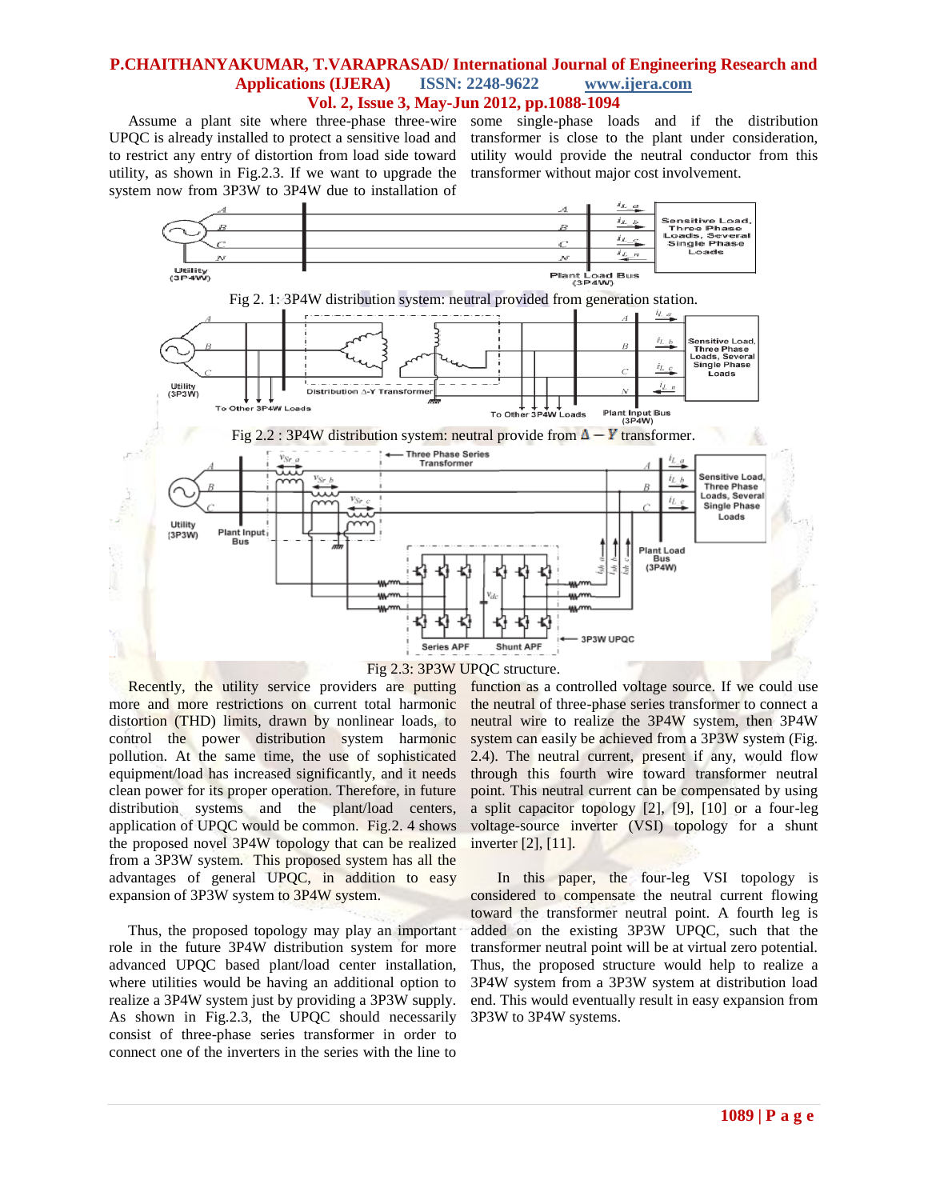Assume a plant site where three-phase three-wire UPQC is already installed to protect a sensitive load and to restrict any entry of distortion from load side toward utility, as shown in Fig.2.3. If we want to upgrade the system now from 3P3W to 3P4W due to installation of some single-phase loads and if the distribution transformer is close to the plant under consideration, utility would provide the neutral conductor from this transformer without major cost involvement.

Fig 2. 1: 3P4W distribution system: neutral provided from generation station.

Fig 2.2 : 3P4W distribution system: neutral provide from Δ − Y transformer.

Fig 2.3: 3P3W UPQC structure.

Recently, the utility service providers are putting more and more restrictions on current total harmonic distortion (THD) limits, drawn by nonlinear loads, to control the power distribution system harmonic pollution. At the same time, the use of sophisticated equipment/load has increased significantly, and it needs clean power for its proper operation. Therefore, in future distribution systems and the plant/load centers, application of UPQC would be common. Fig.2. 4 shows the proposed novel 3P4W topology that can be realized from a 3P3W system. This proposed system has all the advantages of general UPQC, in addition to easy expansion of 3P3W system to 3P4W system.

Thus, the proposed topology may play an important role in the future 3P4W distribution system for more advanced UPQC based plant/load center installation, where utilities would be having an additional option to realize a 3P4W system just by providing a 3P3W supply. As shown in Fig.2.3, the UPQC should necessarily consist of three-phase series transformer in order to connect one of the inverters in the series with the line to function as a controlled voltage source. If we could use the neutral of three-phase series transformer to connect a neutral wire to realize the 3P4W system, then 3P4W system can easily be achieved from a 3P3W system (Fig. 2.4). The neutral current, present if any, would flow through this fourth wire toward transformer neutral point. This neutral current can be compensated by using a split capacitor topology [2], [9], [10] or a four-leg voltage-source inverter (VSI) topology for a shunt inverter [2], [11].

In this paper, the four-leg VSI topology is considered to compensate the neutral current flowing toward the transformer neutral point. A fourth leg is added on the existing 3P3W UPQC, such that the transformer neutral point will be at virtual zero potential. Thus, the proposed structure would help to realize a 3P4W system from a 3P3W system at distribution load end. This would eventually result in easy expansion from 3P3W to 3P4W systems.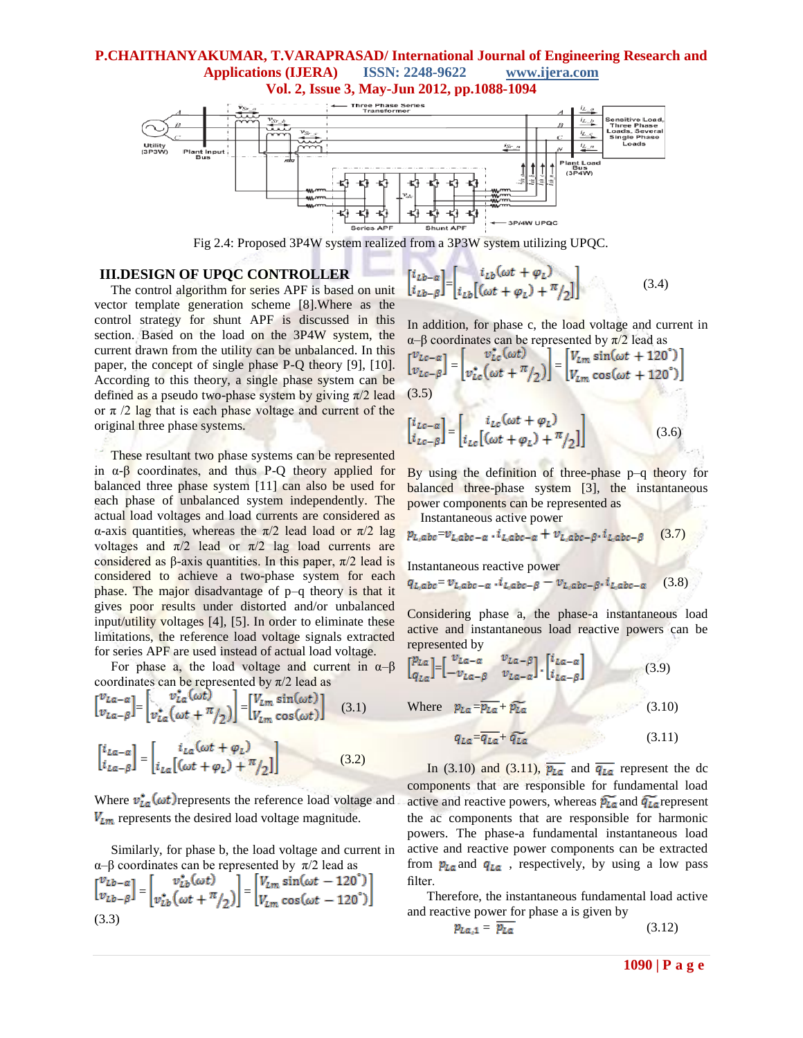Fig 2.4: Proposed 3P4W system realized from a 3P3W system utilizing UPQC.

## III.DESIGN OF UPQC CONTROLLER

The control algorithm for series APF is based on unit vector template generation scheme [8].Where as the control strategy for shunt APF is discussed in this section. Based on the load on the 3P4W system, the current drawn from the utility can be unbalanced. In this paper, the concept of single phase P-Q theory [9], [10]. According to this theory, a single phase system can be defined as a pseudo two-phase system by giving $\pi/2$ lead or $\pi/2$ lag that is each phase voltage and current of the original three phase systems.

These resultant two phase systems can be represented in α-β coordinates, and thus P-Q theory applied for balanced three phase system [11] can also be used for each phase of unbalanced system independently. The actual load voltages and load currents are considered as α-axis quantities, whereas the $\pi/2$ lead load or $\pi/2$ lag voltages and $\pi/2$ lead or $\pi/2$ lag load currents are considered as β-axis quantities. In this paper, $\pi/2$ lead is considered to achieve a two-phase system for each phase. The major disadvantage of p–q theory is that it gives poor results under distorted and/or unbalanced input/utility voltages [4], [5]. In order to eliminate these limitations, the reference load voltage signals extracted for series APF are used instead of actual load voltage.

For phase a, the load voltage and current in α–β coordinates can be represented by $\pi/2$ lead as

$$\begin{bmatrix} v_{La-\alpha} \\ v_{La-\beta} \end{bmatrix} = \begin{bmatrix} v_{La}^{*}(\omega t) \\ v_{La}^{*}(\omega t + \pi/2) \end{bmatrix} = \begin{bmatrix} V_{Lm}\sin(\omega t) \\ V_{Lm}\cos(\omega t) \end{bmatrix} \quad (3.1)$$

$$\begin{bmatrix} i_{La-\alpha} \\ i_{La-\beta} \end{bmatrix} = \begin{bmatrix} i_{La}(\omega t + \varphi_L) \\ i_{La}[(\omega t + \varphi_L) + \pi/2] \end{bmatrix} \quad (3.2)$$

Where $v_{La}^{*}(\omega t)$ represents the reference load voltage and $V_{Lm}$ represents the desired load voltage magnitude.

Similarly, for phase b, the load voltage and current in α–β coordinates can be represented by $\pi/2$ lead as

$$\begin{bmatrix} v_{Lb-\alpha} \\ v_{Lb-\beta} \end{bmatrix} = \begin{bmatrix} v_{Lb}^{*}(\omega t) \\ v_{Lb}^{*}(\omega t + \pi/2) \end{bmatrix} = \begin{bmatrix} V_{Lm}\sin(\omega t - 120^{\circ}) \\ V_{Lm}\cos(\omega t - 120^{\circ}) \end{bmatrix} \quad (3.3)$$

$$\begin{bmatrix} i_{Lb-\alpha} \\ i_{Lb-\beta} \end{bmatrix} = \begin{bmatrix} i_{Lb}(\omega t + \varphi_L) \\ i_{Lb}[(\omega t + \varphi_L) + \pi/2] \end{bmatrix} \quad (3.4)$$

In addition, for phase c, the load voltage and current in α–β coordinates can be represented by $\pi/2$ lead as

$$\begin{bmatrix} v_{Lc-\alpha} \\ v_{Lc-\beta} \end{bmatrix} = \begin{bmatrix} v_{Lc}^{*}(\omega t) \\ v_{Lc}^{*}(\omega t + \pi/2) \end{bmatrix} = \begin{bmatrix} V_{Lm}\sin(\omega t + 120^{\circ}) \\ V_{Lm}\cos(\omega t + 120^{\circ}) \end{bmatrix} \quad (3.5)$$

$$\begin{bmatrix} i_{Lc-\alpha} \\ i_{Lc-\beta} \end{bmatrix} = \begin{bmatrix} i_{Lc}(\omega t + \varphi_L) \\ i_{Lc}[(\omega t + \varphi_L) + \pi/2] \end{bmatrix} \quad (3.6)$$

By using the definition of three-phase p–q theory for balanced three-phase system [3], the instantaneous power components can be represented as

Instantaneous active power

$$p_{L,abc} = v_{L,abc-\alpha} \cdot i_{L,abc-\alpha} + v_{L,abc-\beta} \cdot i_{L,abc-\beta} \quad (3.7)$$

Instantaneous reactive power

$$q_{L,abc} = v_{L,abc-\alpha} \cdot i_{L,abc-\beta} - v_{L,abc-\beta} \cdot i_{L,abc-\alpha} \quad (3.8)$$

Considering phase a, the phase-a instantaneous load active and instantaneous load reactive powers can be represented by

$$\begin{bmatrix} p_{La} \\ q_{La} \end{bmatrix} = \begin{bmatrix} v_{La-\alpha} & v_{La-\beta} \\ -v_{La-\beta} & v_{La-\alpha} \end{bmatrix} \cdot \begin{bmatrix} i_{La-\alpha} \\ i_{La-\beta} \end{bmatrix} \quad (3.9)$$

Where
$$p_{La} = \overline{p_{La}} + \widetilde{p_{La}} \quad (3.10)$$

$$q_{La} = \overline{q_{La}} + \widetilde{q_{La}} \quad (3.11)$$

In (3.10) and (3.11), $\overline{p_{La}}$ and $\overline{q_{La}}$ represent the dc components that are responsible for fundamental load active and reactive powers, whereas $\widetilde{p_{La}}$ and $\widetilde{q_{La}}$ represent the ac components that are responsible for harmonic powers. The phase-a fundamental instantaneous load active and reactive power components can be extracted from $p_{La}$ and $q_{La}$, respectively, by using a low pass filter.

Therefore, the instantaneous fundamental load active and reactive power for phase a is given by

$$p_{La,1} = \overline{p_{La}} \quad (3.12)$$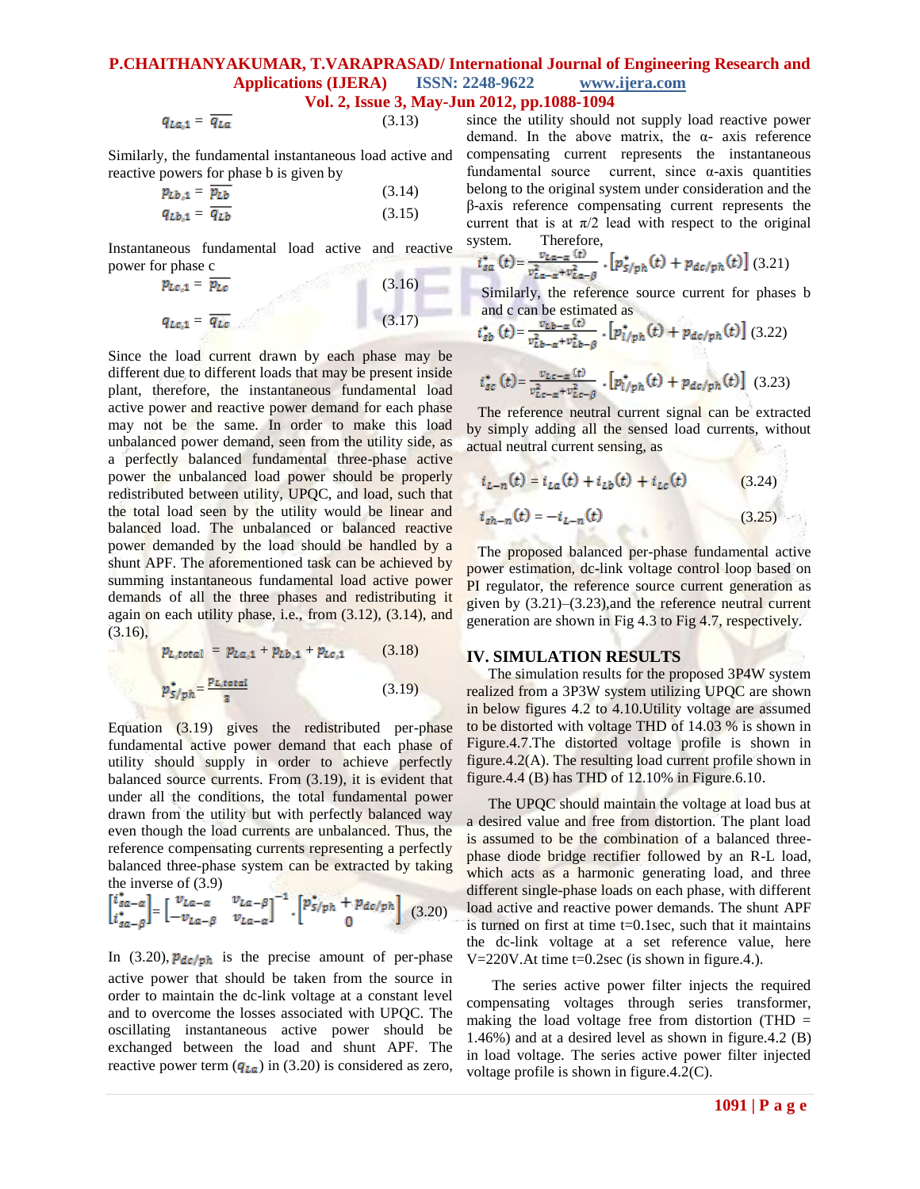$$q_{La,1} = \overline{q_{La}} \qquad (3.13)$$

Similarly, the fundamental instantaneous load active and reactive powers for phase b is given by

$$p_{Lb,1} = \overline{p_{Lb}} \qquad (3.14)$$

$$q_{Lb,1} = \overline{q_{Lb}} \qquad (3.15)$$

Instantaneous fundamental load active and reactive power for phase c

$$p_{Lc,1} = \overline{p_{Lc}} \qquad (3.16)$$

$$q_{Lc,1} = \overline{q_{Lc}} \qquad (3.17)$$

Since the load current drawn by each phase may be different due to different loads that may be present inside plant, therefore, the instantaneous fundamental load active power and reactive power demand for each phase may not be the same. In order to make this load unbalanced power demand, seen from the utility side, as a perfectly balanced fundamental three-phase active power the unbalanced load power should be properly redistributed between utility, UPQC, and load, such that the total load seen by the utility would be linear and balanced load. The unbalanced or balanced reactive power demanded by the load should be handled by a shunt APF. The aforementioned task can be achieved by summing instantaneous fundamental load active power demands of all the three phases and redistributing it again on each utility phase, i.e., from (3.12), (3.14), and (3.16),

$$p_{L,total} = p_{La,1} + p_{Lb,1} + p_{Lc,1} \qquad (3.18)$$

$$p^{*}_{S/ph} = \frac{p_{L,total}}{3} \qquad (3.19)$$

Equation (3.19) gives the redistributed per-phase fundamental active power demand that each phase of utility should supply in order to achieve perfectly balanced source currents. From (3.19), it is evident that under all the conditions, the total fundamental power drawn from the utility but with perfectly balanced way even though the load currents are unbalanced. Thus, the reference compensating currents representing a perfectly balanced three-phase system can be extracted by taking the inverse of (3.9)

$$\begin{bmatrix} i^{*}_{sa-\alpha} \\ i^{*}_{sa-\beta} \end{bmatrix} = \begin{bmatrix} v_{La-\alpha} & v_{La-\beta} \\ -v_{La-\beta} & v_{La-\alpha} \end{bmatrix}^{-1} \cdot \begin{bmatrix} p^{*}_{S/ph} + p_{dc/ph} \\ 0 \end{bmatrix} \quad (3.20)$$

In (3.20), $p_{dc/ph}$ is the precise amount of per-phase active power that should be taken from the source in order to maintain the dc-link voltage at a constant level and to overcome the losses associated with UPQC. The oscillating instantaneous active power should be exchanged between the load and shunt APF. The reactive power term ($q_{La}$) in (3.20) is considered as zero, since the utility should not supply load reactive power demand. In the above matrix, the α- axis reference compensating current represents the instantaneous fundamental source current, since α-axis quantities belong to the original system under consideration and the β-axis reference compensating current represents the current that is at π/2 lead with respect to the original system. Therefore,

$$i^{*}_{sa}(t) = \frac{v_{La-\alpha}(t)}{v^{2}_{La-\alpha}+v^{2}_{La-\beta}} \cdot \left[p^{*}_{S/ph}(t) + p_{dc/ph}(t)\right] \quad (3.21)$$

Similarly, the reference source current for phases b and c can be estimated as

$$i^{*}_{sb}(t) = \frac{v_{Lb-\alpha}(t)}{v^{2}_{Lb-\alpha}+v^{2}_{Lb-\beta}} \cdot \left[p^{*}_{l/ph}(t) + p_{dc/ph}(t)\right] \quad (3.22)$$

$$i^{*}_{sc}(t) = \frac{v_{Lc-\alpha}(t)}{v^{2}_{Lc-\alpha}+v^{2}_{Lc-\beta}} \cdot \left[p^{*}_{l/ph}(t) + p_{dc/ph}(t)\right] \quad (3.23)$$

The reference neutral current signal can be extracted by simply adding all the sensed load currents, without actual neutral current sensing, as

$$i_{L-n}(t) = i_{La}(t) + i_{Lb}(t) + i_{Lc}(t) \qquad (3.24)$$

$$i_{sh-n}(t) = -i_{L-n}(t) \qquad (3.25)$$

The proposed balanced per-phase fundamental active power estimation, dc-link voltage control loop based on PI regulator, the reference source current generation as given by (3.21)–(3.23),and the reference neutral current generation are shown in Fig 4.3 to Fig 4.7, respectively.

## IV. SIMULATION RESULTS

The simulation results for the proposed 3P4W system realized from a 3P3W system utilizing UPQC are shown in below figures 4.2 to 4.10.Utility voltage are assumed to be distorted with voltage THD of 14.03 % is shown in Figure.4.7.The distorted voltage profile is shown in figure.4.2(A). The resulting load current profile shown in figure.4.4 (B) has THD of 12.10% in Figure.6.10.

The UPQC should maintain the voltage at load bus at a desired value and free from distortion. The plant load is assumed to be the combination of a balanced three-phase diode bridge rectifier followed by an R-L load, which acts as a harmonic generating load, and three different single-phase loads on each phase, with different load active and reactive power demands. The shunt APF is turned on first at time t=0.1sec, such that it maintains the dc-link voltage at a set reference value, here V=220V.At time t=0.2sec (is shown in figure.4.).

The series active power filter injects the required compensating voltages through series transformer, making the load voltage free from distortion (THD = 1.46%) and at a desired level as shown in figure.4.2 (B) in load voltage. The series active power filter injected voltage profile is shown in figure.4.2(C).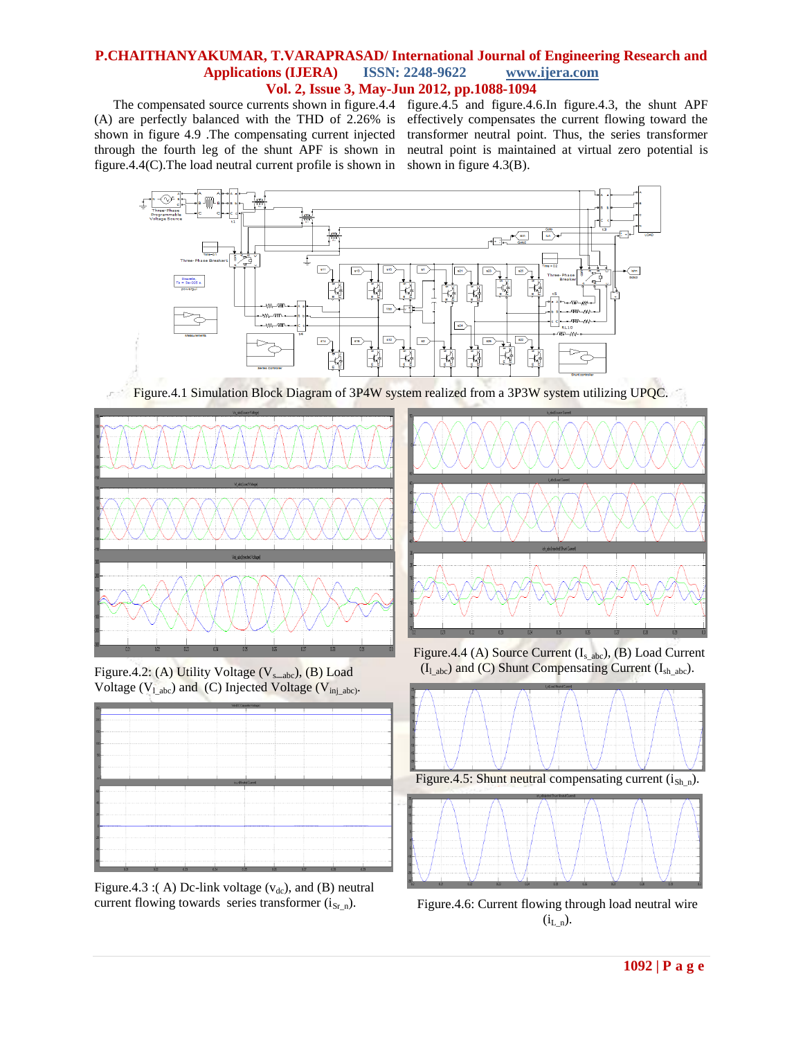The compensated source currents shown in figure.4.4 (A) are perfectly balanced with the THD of 2.26% is shown in figure 4.9 .The compensating current injected through the fourth leg of the shunt APF is shown in figure.4.4(C).The load neutral current profile is shown in figure.4.5 and figure.4.6.In figure.4.3, the shunt APF effectively compensates the current flowing toward the transformer neutral point. Thus, the series transformer neutral point is maintained at virtual zero potential is shown in figure 4.3(B).

Figure.4.1 Simulation Block Diagram of 3P4W system realized from a 3P3W system utilizing UPQC.

Figure.4.2: (A) Utility Voltage ($V_{s\_abc}$), (B) Load Voltage ($V_{l\_abc}$) and (C) Injected Voltage ($V_{inj\_abc}$).

Figure.4.4 (A) Source Current ($I_{s\_abc}$), (B) Load Current ($I_{l\_abc}$) and (C) Shunt Compensating Current ($I_{sh\_abc}$).

Figure.4.3 :( A) Dc-link voltage ($v_{dc}$), and (B) neutral current flowing towards series transformer ($i_{Sr\_n}$).

Figure.4.5: Shunt neutral compensating current ($i_{Sh\_n}$).

Figure.4.6: Current flowing through load neutral wire ($i_{L\_n}$).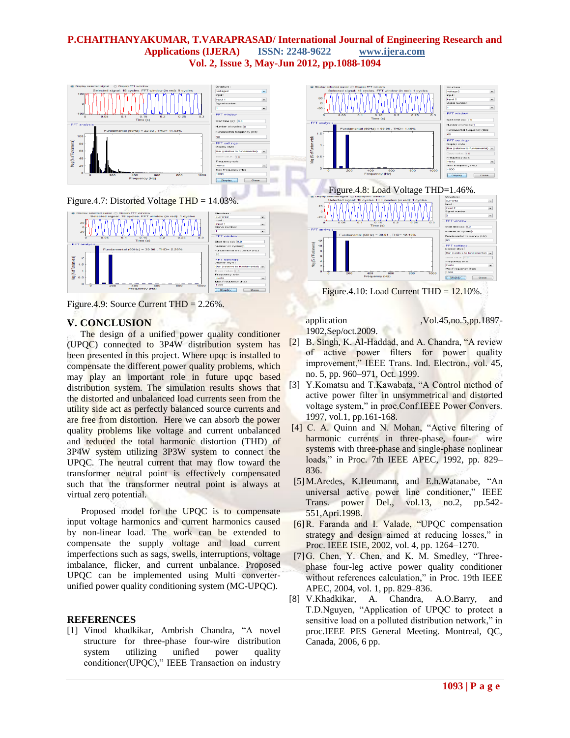Figure.4.7: Distorted Voltage THD = 14.03%.

Figure.4.8: Load Voltage THD=1.46%.

Figure.4.9: Source Current THD = 2.26%.

Figure.4.10: Load Current THD = 12.10%.

## V. CONCLUSION

The design of a unified power quality conditioner (UPQC) connected to 3P4W distribution system has been presented in this project. Where upqc is installed to compensate the different power quality problems, which may play an important role in future upqc based distribution system. The simulation results shows that the distorted and unbalanced load currents seen from the utility side act as perfectly balanced source currents and are free from distortion. Here we can absorb the power quality problems like voltage and current unbalanced and reduced the total harmonic distortion (THD) of 3P4W system utilizing 3P3W system to connect the UPQC. The neutral current that may flow toward the transformer neutral point is effectively compensated such that the transformer neutral point is always at virtual zero potential.

Proposed model for the UPQC is to compensate input voltage harmonics and current harmonics caused by non-linear load. The work can be extended to compensate the supply voltage and load current imperfections such as sags, swells, interruptions, voltage imbalance, flicker, and current unbalance. Proposed UPQC can be implemented using Multi converter-unified power quality conditioning system (MC-UPQC).

## REFERENCES

[1] Vinod khadkikar, Ambrish Chandra, "A novel structure for three-phase four-wire distribution system utilizing unified power quality conditioner(UPQC)," IEEE Transaction on industry application ,Vol.45,no.5,pp.1897-1902,Sep/oct.2009.

[2] B. Singh, K. Al-Haddad, and A. Chandra, "A review of active power filters for power quality improvement," IEEE Trans. Ind. Electron., vol. 45, no. 5, pp. 960–971, Oct. 1999.

[3] Y.Komatsu and T.Kawabata, "A Control method of active power filter in unsymmetrical and distorted voltage system," in proc.Conf.IEEE Power Convers. 1997, vol.1, pp.161-168.

[4] C. A. Quinn and N. Mohan, "Active filtering of harmonic currents in three-phase, four- wire systems with three-phase and single-phase nonlinear loads," in Proc. 7th IEEE APEC, 1992, pp. 829–836.

[5] M.Aredes, K.Heumann, and E.h.Watanabe, "An universal active power line conditioner," IEEE Trans. power Del., vol.13, no.2, pp.542-551,Apri.1998.

[6] R. Faranda and I. Valade, "UPQC compensation strategy and design aimed at reducing losses," in Proc. IEEE ISIE, 2002, vol. 4, pp. 1264–1270.

[7] G. Chen, Y. Chen, and K. M. Smedley, "Three-phase four-leg active power quality conditioner without references calculation," in Proc. 19th IEEE APEC, 2004, vol. 1, pp. 829–836.

[8] V.Khadkikar, A. Chandra, A.O.Barry, and T.D.Nguyen, "Application of UPQC to protect a sensitive load on a polluted distribution network," in proc.IEEE PES General Meeting. Montreal, QC, Canada, 2006, 6 pp.